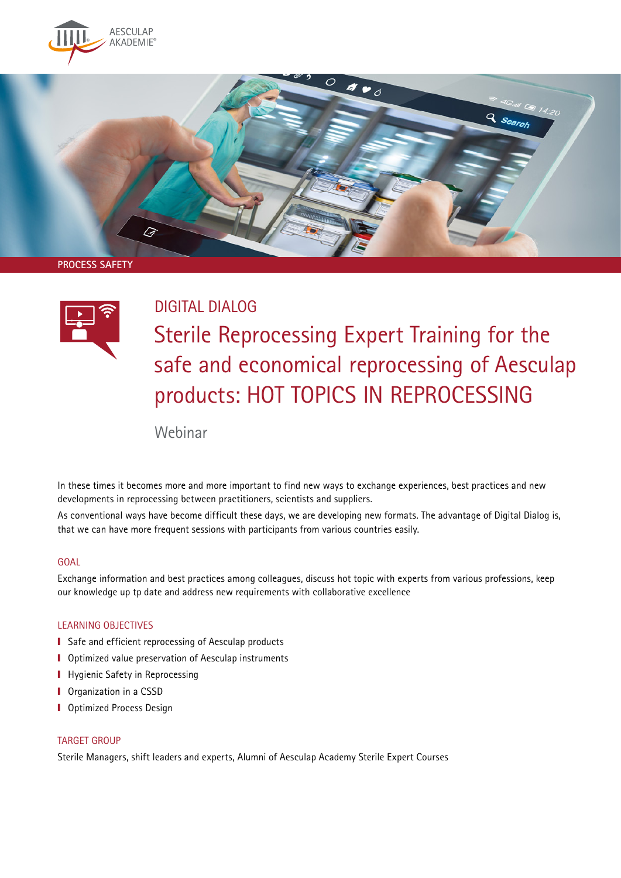AESCULAP AKADEMIE®

PROCESS SAFETY

# DIGITAL DIALOG

# Sterile Reprocessing Expert Training for the safe and economical reprocessing of Aesculap products: HOT TOPICS IN REPROCESSING

Webinar

In these times it becomes more and more important to find new ways to exchange experiences, best practices and new developments in reprocessing between practitioners, scientists and suppliers.

As conventional ways have become difficult these days, we are developing new formats. The advantage of Digital Dialog is, that we can have more frequent sessions with participants from various countries easily.

## GOAL

Exchange information and best practices among colleagues, discuss hot topic with experts from various professions, keep our knowledge up tp date and address new requirements with collaborative excellence

## LEARNING OBJECTIVES

- Safe and efficient reprocessing of Aesculap products
- Optimized value preservation of Aesculap instruments
- Hygienic Safety in Reprocessing
- Organization in a CSSD
- Optimized Process Design

## TARGET GROUP

Sterile Managers, shift leaders and experts, Alumni of Aesculap Academy Sterile Expert Courses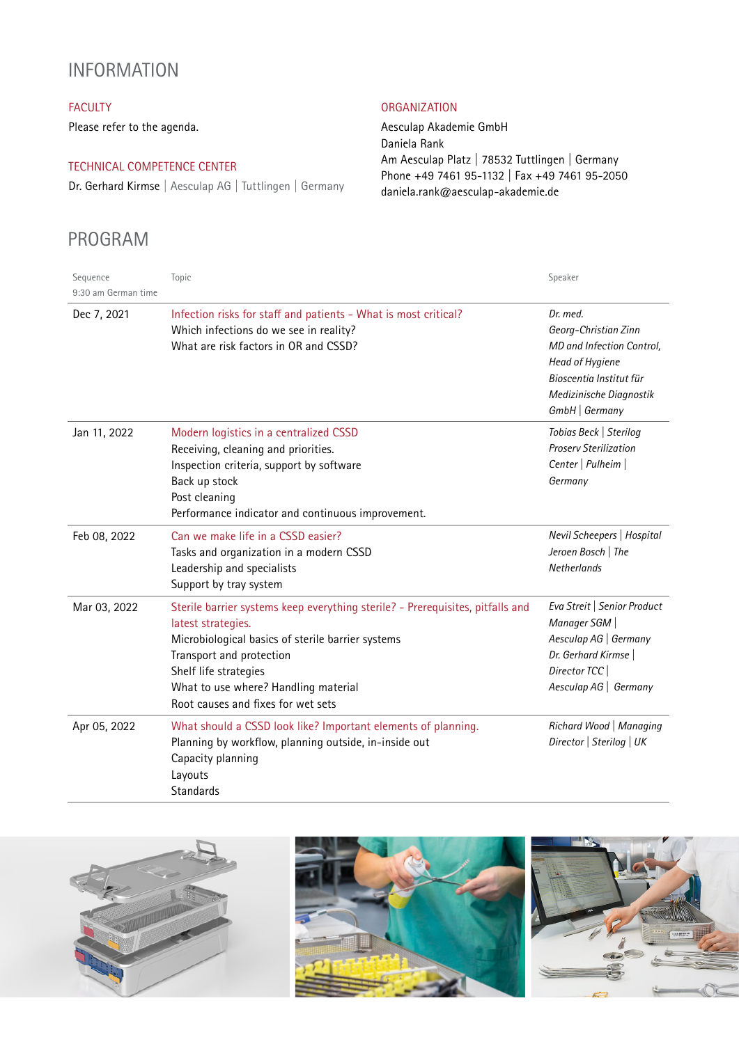# INFORMATION

## FACULTY

Please refer to the agenda.

## TECHNICAL COMPETENCE CENTER

Dr. Gerhard Kirmse | Aesculap AG | Tuttlingen | Germany

## ORGANIZATION

Aesculap Akademie GmbH
Daniela Rank
Am Aesculap Platz | 78532 Tuttlingen | Germany
Phone +49 7461 95-1132 | Fax +49 7461 95-2050
daniela.rank@aesculap-akademie.de

# PROGRAM

| Sequence<br>9:30 am German time | Topic | Speaker |
|---|---|---|
| Dec 7, 2021 | Infection risks for staff and patients - What is most critical?<br>Which infections do we see in reality?<br>What are risk factors in OR and CSSD? | *Dr. med. Georg-Christian Zinn MD and Infection Control, Head of Hygiene Bioscentia Institut für Medizinische Diagnostik GmbH \| Germany* |
| Jan 11, 2022 | Modern logistics in a centralized CSSD<br>Receiving, cleaning and priorities.<br>Inspection criteria, support by software<br>Back up stock<br>Post cleaning<br>Performance indicator and continuous improvement. | *Tobias Beck \| Sterilog Proserv Sterilization Center \| Pulheim \| Germany* |
| Feb 08, 2022 | Can we make life in a CSSD easier?<br>Tasks and organization in a modern CSSD<br>Leadership and specialists<br>Support by tray system | *Nevil Scheepers \| Hospital Jeroen Bosch \| The Netherlands* |
| Mar 03, 2022 | Sterile barrier systems keep everything sterile? - Prerequisites, pitfalls and latest strategies.<br>Microbiological basics of sterile barrier systems<br>Transport and protection<br>Shelf life strategies<br>What to use where? Handling material<br>Root causes and fixes for wet sets | *Eva Streit \| Senior Product Manager SGM \| Aesculap AG \| Germany*<br>*Dr. Gerhard Kirmse \| Director TCC \| Aesculap AG \| Germany* |
| Apr 05, 2022 | What should a CSSD look like? Important elements of planning.<br>Planning by workflow, planning outside, in-inside out<br>Capacity planning<br>Layouts<br>Standards | *Richard Wood \| Managing Director \| Sterilog \| UK* |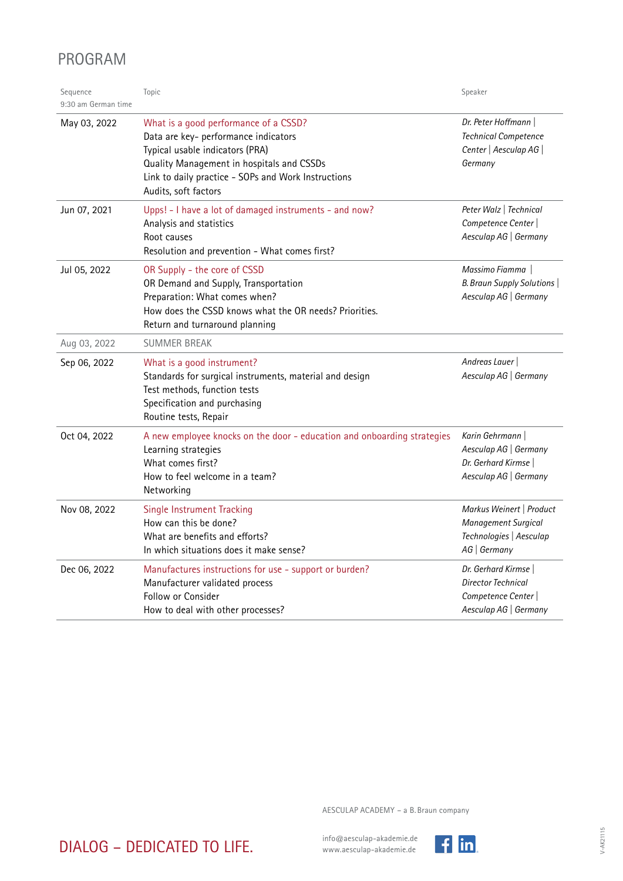# PROGRAM

| Sequence<br>9:30 am German time | Topic | Speaker |
|---|---|---|
| May 03, 2022 | What is a good performance of a CSSD?<br>Data are key- performance indicators<br>Typical usable indicators (PRA)<br>Quality Management in hospitals and CSSDs<br>Link to daily practice - SOPs and Work Instructions<br>Audits, soft factors | *Dr. Peter Hoffmann \| Technical Competence Center \| Aesculap AG \| Germany* |
| Jun 07, 2021 | Upps! - I have a lot of damaged instruments - and now?<br>Analysis and statistics<br>Root causes<br>Resolution and prevention - What comes first? | *Peter Walz \| Technical Competence Center \| Aesculap AG \| Germany* |
| Jul 05, 2022 | OR Supply - the core of CSSD<br>OR Demand and Supply, Transportation<br>Preparation: What comes when?<br>How does the CSSD knows what the OR needs? Priorities.<br>Return and turnaround planning | *Massimo Fiamma \| B. Braun Supply Solutions \| Aesculap AG \| Germany* |
| Aug 03, 2022 | SUMMER BREAK | |
| Sep 06, 2022 | What is a good instrument?<br>Standards for surgical instruments, material and design<br>Test methods, function tests<br>Specification and purchasing<br>Routine tests, Repair | *Andreas Lauer \| Aesculap AG \| Germany* |
| Oct 04, 2022 | A new employee knocks on the door - education and onboarding strategies<br>Learning strategies<br>What comes first?<br>How to feel welcome in a team?<br>Networking | *Karin Gehrmann \| Aesculap AG \| Germany*<br>*Dr. Gerhard Kirmse \| Aesculap AG \| Germany* |
| Nov 08, 2022 | Single Instrument Tracking<br>How can this be done?<br>What are benefits and efforts?<br>In which situations does it make sense? | *Markus Weinert \| Product Management Surgical Technologies \| Aesculap AG \| Germany* |
| Dec 06, 2022 | Manufactures instructions for use - support or burden?<br>Manufacturer validated process<br>Follow or Consider<br>How to deal with other processes? | *Dr. Gerhard Kirmse \| Director Technical Competence Center \| Aesculap AG \| Germany* |

AESCULAP ACADEMY – a B. Braun company

DIALOG – DEDICATED TO LIFE.

info@aesculap-akademie.de
www.aesculap-akademie.de

V-AK21115